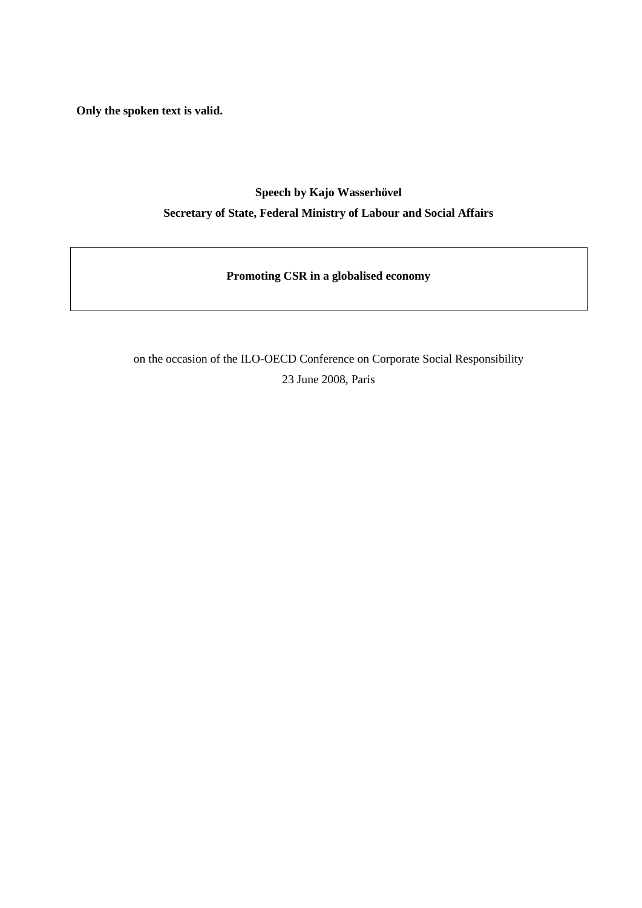**Only the spoken text is valid.**

**Speech by Kajo Wasserhövel**

**Secretary of State, Federal Ministry of Labour and Social Affairs**

# Promoting CSR in a globalised economy

on the occasion of the ILO-OECD Conference on Corporate Social Responsibility

23 June 2008, Paris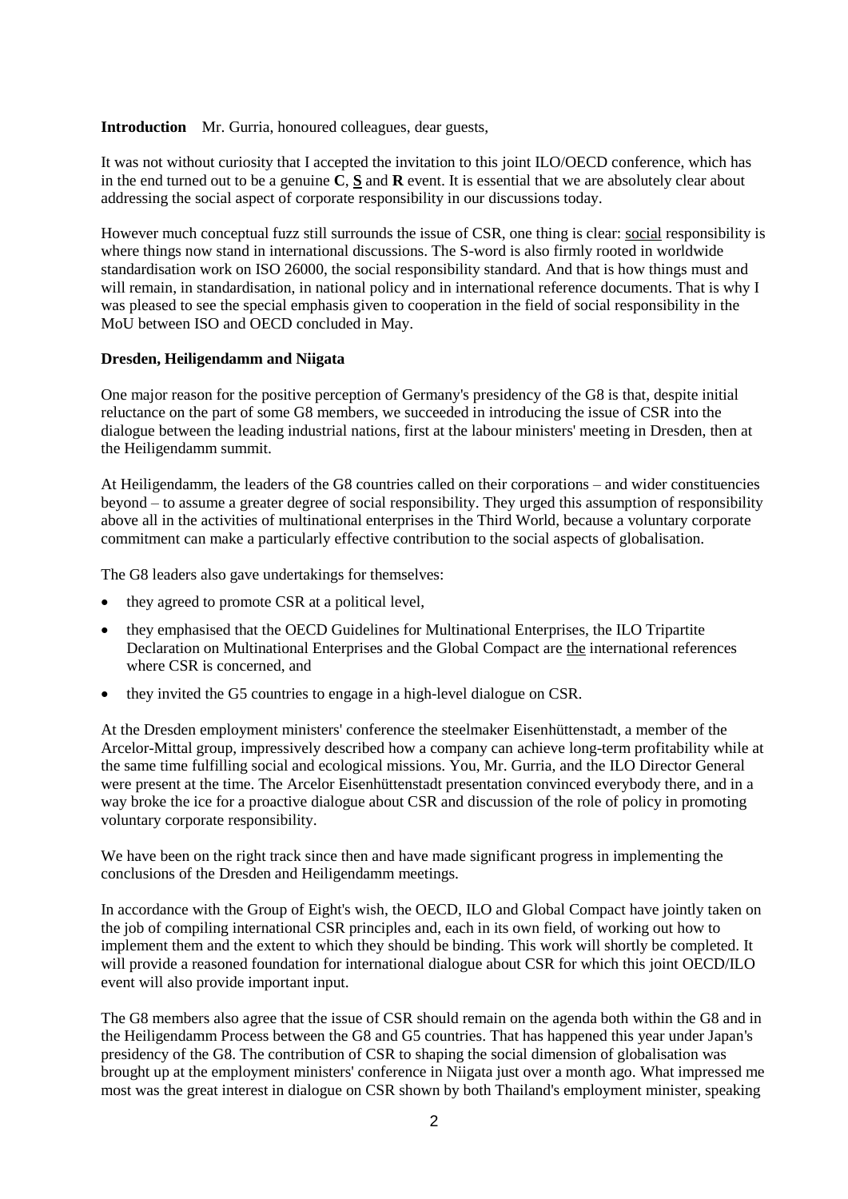**Introduction** Mr. Gurria, honoured colleagues, dear guests,

It was not without curiosity that I accepted the invitation to this joint ILO/OECD conference, which has in the end turned out to be a genuine **C**, **S** and **R** event. It is essential that we are absolutely clear about addressing the social aspect of corporate responsibility in our discussions today.

However much conceptual fuzz still surrounds the issue of CSR, one thing is clear: social responsibility is where things now stand in international discussions. The S-word is also firmly rooted in worldwide standardisation work on ISO 26000, the social responsibility standard. And that is how things must and will remain, in standardisation, in national policy and in international reference documents. That is why I was pleased to see the special emphasis given to cooperation in the field of social responsibility in the MoU between ISO and OECD concluded in May.

**Dresden, Heiligendamm and Niigata**

One major reason for the positive perception of Germany's presidency of the G8 is that, despite initial reluctance on the part of some G8 members, we succeeded in introducing the issue of CSR into the dialogue between the leading industrial nations, first at the labour ministers' meeting in Dresden, then at the Heiligendamm summit.

At Heiligendamm, the leaders of the G8 countries called on their corporations – and wider constituencies beyond – to assume a greater degree of social responsibility. They urged this assumption of responsibility above all in the activities of multinational enterprises in the Third World, because a voluntary corporate commitment can make a particularly effective contribution to the social aspects of globalisation.

The G8 leaders also gave undertakings for themselves:

- they agreed to promote CSR at a political level,
- they emphasised that the OECD Guidelines for Multinational Enterprises, the ILO Tripartite Declaration on Multinational Enterprises and the Global Compact are the international references where CSR is concerned, and
- they invited the G5 countries to engage in a high-level dialogue on CSR.

At the Dresden employment ministers' conference the steelmaker Eisenhüttenstadt, a member of the Arcelor-Mittal group, impressively described how a company can achieve long-term profitability while at the same time fulfilling social and ecological missions. You, Mr. Gurria, and the ILO Director General were present at the time. The Arcelor Eisenhüttenstadt presentation convinced everybody there, and in a way broke the ice for a proactive dialogue about CSR and discussion of the role of policy in promoting voluntary corporate responsibility.

We have been on the right track since then and have made significant progress in implementing the conclusions of the Dresden and Heiligendamm meetings.

In accordance with the Group of Eight's wish, the OECD, ILO and Global Compact have jointly taken on the job of compiling international CSR principles and, each in its own field, of working out how to implement them and the extent to which they should be binding. This work will shortly be completed. It will provide a reasoned foundation for international dialogue about CSR for which this joint OECD/ILO event will also provide important input.

The G8 members also agree that the issue of CSR should remain on the agenda both within the G8 and in the Heiligendamm Process between the G8 and G5 countries. That has happened this year under Japan's presidency of the G8. The contribution of CSR to shaping the social dimension of globalisation was brought up at the employment ministers' conference in Niigata just over a month ago. What impressed me most was the great interest in dialogue on CSR shown by both Thailand's employment minister, speaking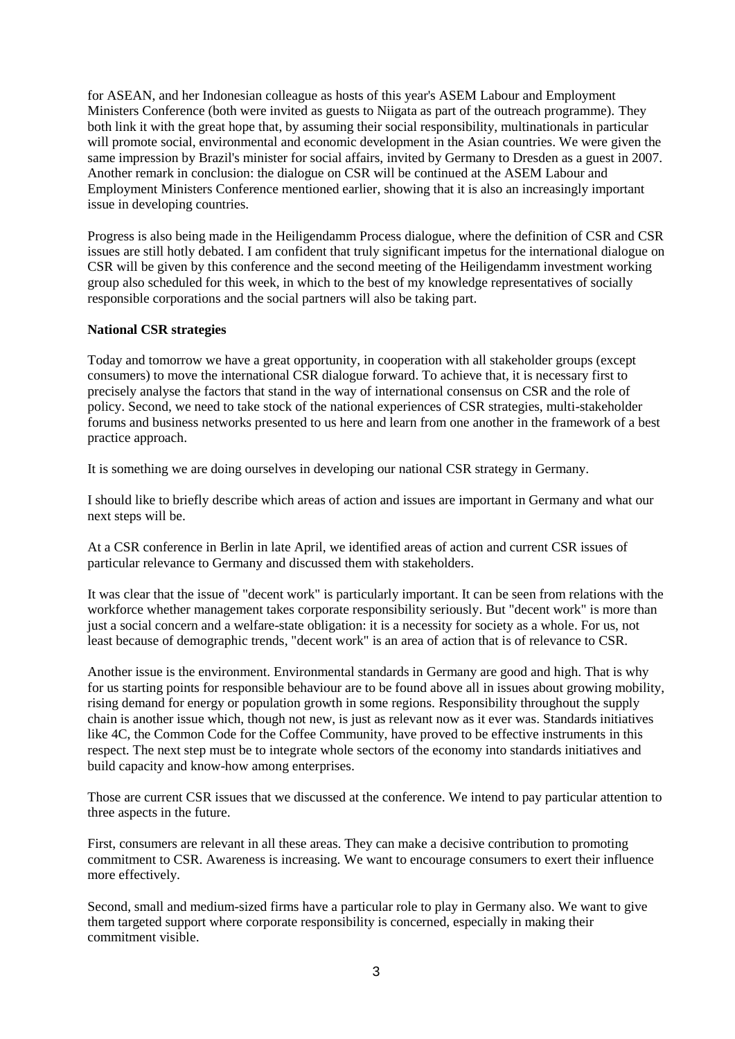for ASEAN, and her Indonesian colleague as hosts of this year's ASEM Labour and Employment Ministers Conference (both were invited as guests to Niigata as part of the outreach programme). They both link it with the great hope that, by assuming their social responsibility, multinationals in particular will promote social, environmental and economic development in the Asian countries. We were given the same impression by Brazil's minister for social affairs, invited by Germany to Dresden as a guest in 2007. Another remark in conclusion: the dialogue on CSR will be continued at the ASEM Labour and Employment Ministers Conference mentioned earlier, showing that it is also an increasingly important issue in developing countries.

Progress is also being made in the Heiligendamm Process dialogue, where the definition of CSR and CSR issues are still hotly debated. I am confident that truly significant impetus for the international dialogue on CSR will be given by this conference and the second meeting of the Heiligendamm investment working group also scheduled for this week, in which to the best of my knowledge representatives of socially responsible corporations and the social partners will also be taking part.

**National CSR strategies**

Today and tomorrow we have a great opportunity, in cooperation with all stakeholder groups (except consumers) to move the international CSR dialogue forward. To achieve that, it is necessary first to precisely analyse the factors that stand in the way of international consensus on CSR and the role of policy. Second, we need to take stock of the national experiences of CSR strategies, multi-stakeholder forums and business networks presented to us here and learn from one another in the framework of a best practice approach.

It is something we are doing ourselves in developing our national CSR strategy in Germany.

I should like to briefly describe which areas of action and issues are important in Germany and what our next steps will be.

At a CSR conference in Berlin in late April, we identified areas of action and current CSR issues of particular relevance to Germany and discussed them with stakeholders.

It was clear that the issue of "decent work" is particularly important. It can be seen from relations with the workforce whether management takes corporate responsibility seriously. But "decent work" is more than just a social concern and a welfare-state obligation: it is a necessity for society as a whole. For us, not least because of demographic trends, "decent work" is an area of action that is of relevance to CSR.

Another issue is the environment. Environmental standards in Germany are good and high. That is why for us starting points for responsible behaviour are to be found above all in issues about growing mobility, rising demand for energy or population growth in some regions. Responsibility throughout the supply chain is another issue which, though not new, is just as relevant now as it ever was. Standards initiatives like 4C, the Common Code for the Coffee Community, have proved to be effective instruments in this respect. The next step must be to integrate whole sectors of the economy into standards initiatives and build capacity and know-how among enterprises.

Those are current CSR issues that we discussed at the conference. We intend to pay particular attention to three aspects in the future.

First, consumers are relevant in all these areas. They can make a decisive contribution to promoting commitment to CSR. Awareness is increasing. We want to encourage consumers to exert their influence more effectively.

Second, small and medium-sized firms have a particular role to play in Germany also. We want to give them targeted support where corporate responsibility is concerned, especially in making their commitment visible.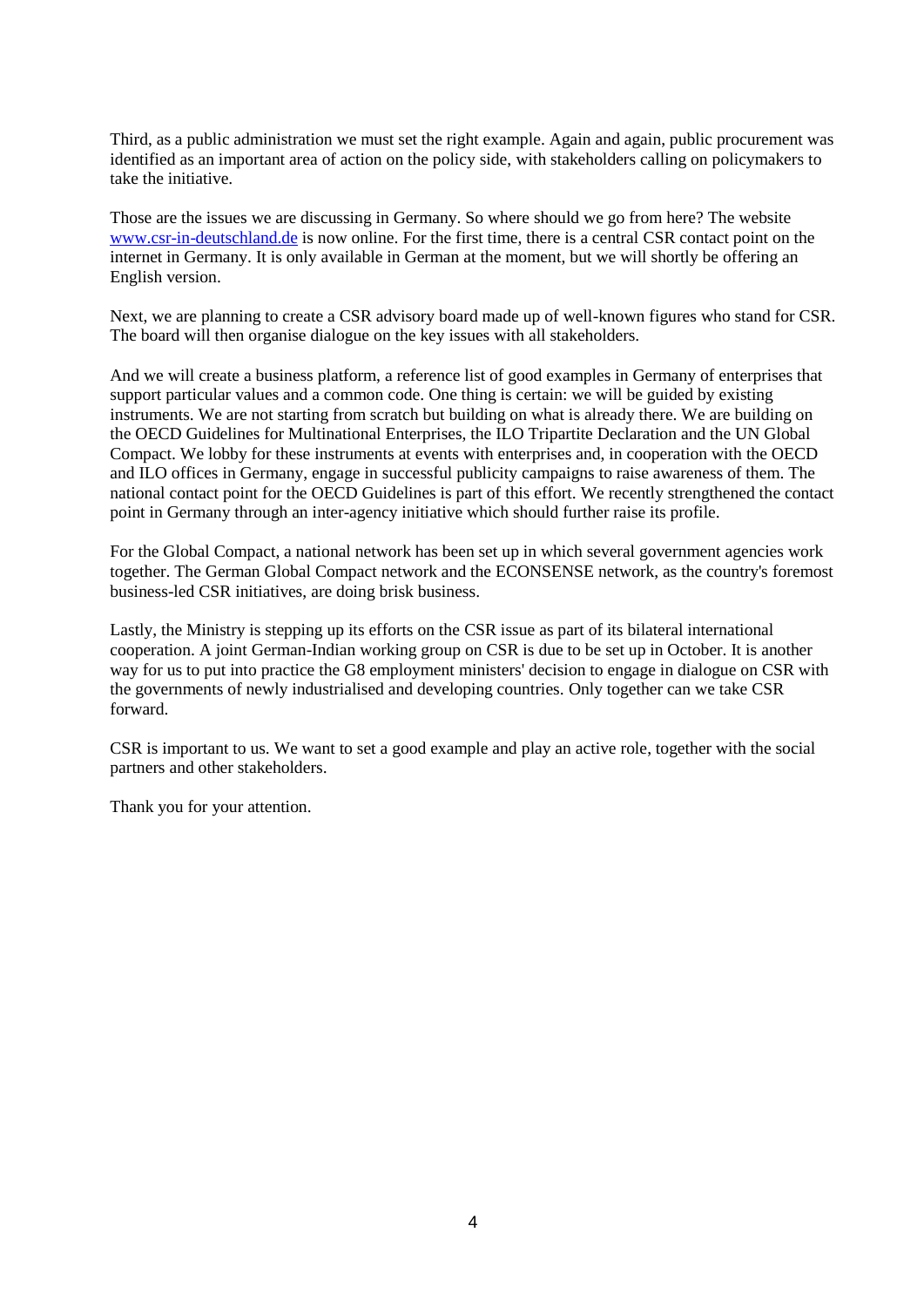Third, as a public administration we must set the right example. Again and again, public procurement was identified as an important area of action on the policy side, with stakeholders calling on policymakers to take the initiative.

Those are the issues we are discussing in Germany. So where should we go from here? The website [www.csr-in-deutschland.de](http://www.csr-in-deutschland.de) is now online. For the first time, there is a central CSR contact point on the internet in Germany. It is only available in German at the moment, but we will shortly be offering an English version.

Next, we are planning to create a CSR advisory board made up of well-known figures who stand for CSR. The board will then organise dialogue on the key issues with all stakeholders.

And we will create a business platform, a reference list of good examples in Germany of enterprises that support particular values and a common code. One thing is certain: we will be guided by existing instruments. We are not starting from scratch but building on what is already there. We are building on the OECD Guidelines for Multinational Enterprises, the ILO Tripartite Declaration and the UN Global Compact. We lobby for these instruments at events with enterprises and, in cooperation with the OECD and ILO offices in Germany, engage in successful publicity campaigns to raise awareness of them. The national contact point for the OECD Guidelines is part of this effort. We recently strengthened the contact point in Germany through an inter-agency initiative which should further raise its profile.

For the Global Compact, a national network has been set up in which several government agencies work together. The German Global Compact network and the ECONSENSE network, as the country's foremost business-led CSR initiatives, are doing brisk business.

Lastly, the Ministry is stepping up its efforts on the CSR issue as part of its bilateral international cooperation. A joint German-Indian working group on CSR is due to be set up in October. It is another way for us to put into practice the G8 employment ministers' decision to engage in dialogue on CSR with the governments of newly industrialised and developing countries. Only together can we take CSR forward.

CSR is important to us. We want to set a good example and play an active role, together with the social partners and other stakeholders.

Thank you for your attention.